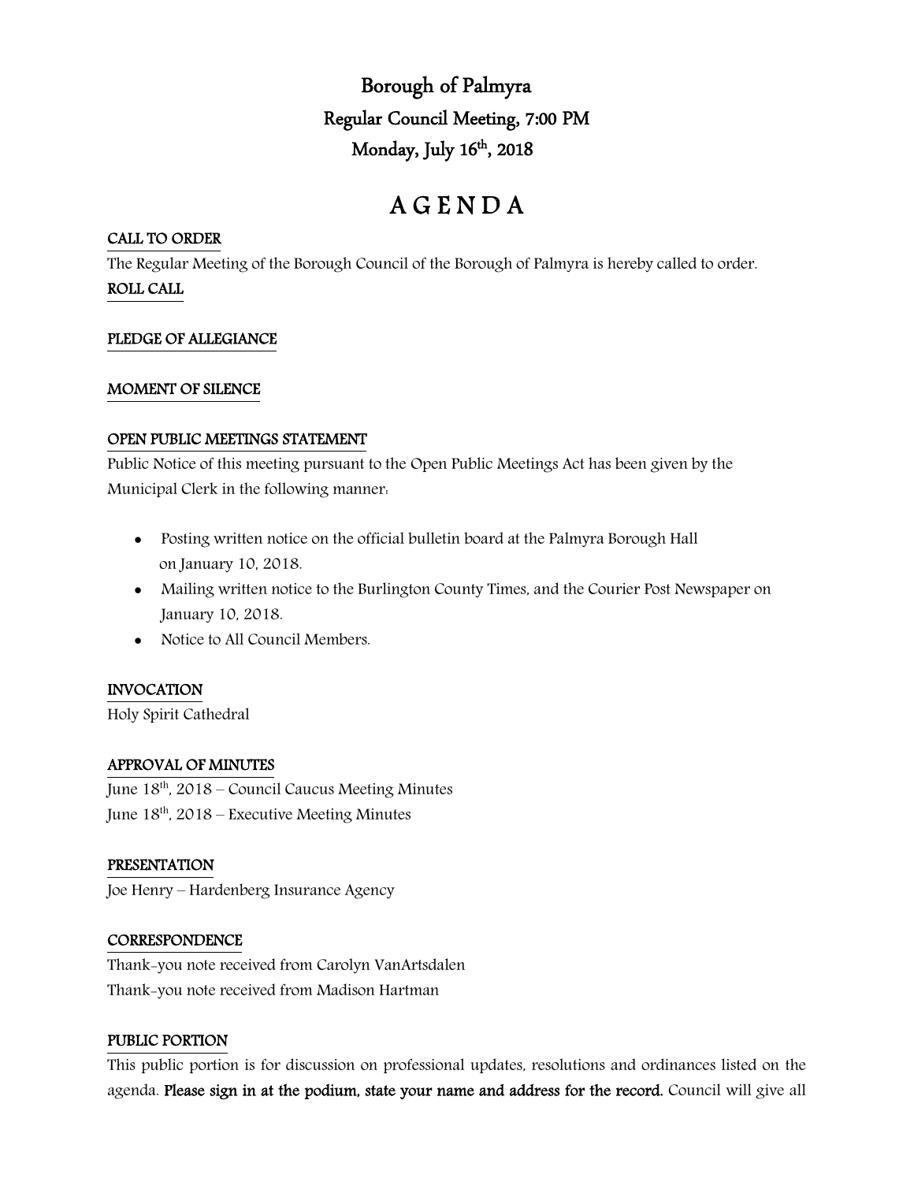# Borough of Palmyra

## Regular Council Meeting, 7:00 PM

## Monday, July 16th, 2018

# A G E N D A

**CALL TO ORDER**

The Regular Meeting of the Borough Council of the Borough of Palmyra is hereby called to order.

**ROLL CALL**

**PLEDGE OF ALLEGIANCE**

**MOMENT OF SILENCE**

**OPEN PUBLIC MEETINGS STATEMENT**

Public Notice of this meeting pursuant to the Open Public Meetings Act has been given by the Municipal Clerk in the following manner:

- Posting written notice on the official bulletin board at the Palmyra Borough Hall on January 10, 2018.
- Mailing written notice to the Burlington County Times, and the Courier Post Newspaper on January 10, 2018.
- Notice to All Council Members.

**INVOCATION**

Holy Spirit Cathedral

**APPROVAL OF MINUTES**

June 18th, 2018 – Council Caucus Meeting Minutes
June 18th, 2018 – Executive Meeting Minutes

**PRESENTATION**

Joe Henry – Hardenberg Insurance Agency

**CORRESPONDENCE**

Thank-you note received from Carolyn VanArtsdalen
Thank-you note received from Madison Hartman

**PUBLIC PORTION**

This public portion is for discussion on professional updates, resolutions and ordinances listed on the agenda. **Please sign in at the podium, state your name and address for the record.** Council will give all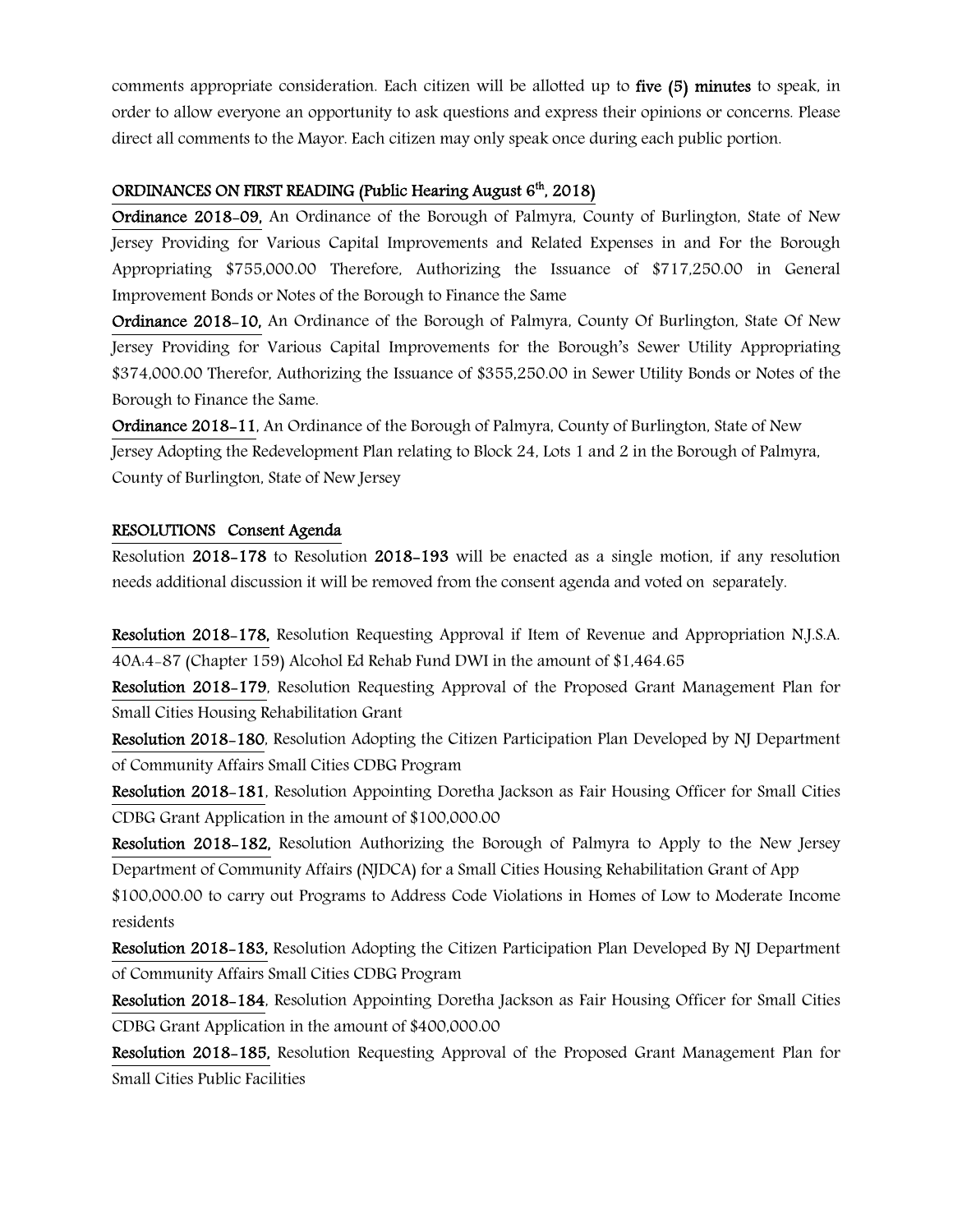comments appropriate consideration. Each citizen will be allotted up to **five (5) minutes** to speak, in order to allow everyone an opportunity to ask questions and express their opinions or concerns. Please direct all comments to the Mayor. Each citizen may only speak once during each public portion.

## ORDINANCES ON FIRST READING (Public Hearing August 6th, 2018)

**Ordinance 2018-09,** An Ordinance of the Borough of Palmyra, County of Burlington, State of New Jersey Providing for Various Capital Improvements and Related Expenses in and For the Borough Appropriating $755,000.00 Therefore, Authorizing the Issuance of $717,250.00 in General Improvement Bonds or Notes of the Borough to Finance the Same

**Ordinance 2018-10,** An Ordinance of the Borough of Palmyra, County Of Burlington, State Of New Jersey Providing for Various Capital Improvements for the Borough's Sewer Utility Appropriating $374,000.00 Therefor, Authorizing the Issuance of $355,250.00 in Sewer Utility Bonds or Notes of the Borough to Finance the Same.

**Ordinance 2018-11**, An Ordinance of the Borough of Palmyra, County of Burlington, State of New Jersey Adopting the Redevelopment Plan relating to Block 24, Lots 1 and 2 in the Borough of Palmyra, County of Burlington, State of New Jersey

## RESOLUTIONS Consent Agenda

Resolution **2018-178** to Resolution **2018-193** will be enacted as a single motion, if any resolution needs additional discussion it will be removed from the consent agenda and voted on separately.

**Resolution 2018-178,** Resolution Requesting Approval if Item of Revenue and Appropriation N.J.S.A. 40A:4-87 (Chapter 159) Alcohol Ed Rehab Fund DWI in the amount of $1,464.65

**Resolution 2018-179**, Resolution Requesting Approval of the Proposed Grant Management Plan for Small Cities Housing Rehabilitation Grant

**Resolution 2018-180**, Resolution Adopting the Citizen Participation Plan Developed by NJ Department of Community Affairs Small Cities CDBG Program

**Resolution 2018-181**, Resolution Appointing Doretha Jackson as Fair Housing Officer for Small Cities CDBG Grant Application in the amount of $100,000.00

**Resolution 2018-182,** Resolution Authorizing the Borough of Palmyra to Apply to the New Jersey Department of Community Affairs (NJDCA) for a Small Cities Housing Rehabilitation Grant of App $100,000.00 to carry out Programs to Address Code Violations in Homes of Low to Moderate Income residents

**Resolution 2018-183,** Resolution Adopting the Citizen Participation Plan Developed By NJ Department of Community Affairs Small Cities CDBG Program

**Resolution 2018-184**, Resolution Appointing Doretha Jackson as Fair Housing Officer for Small Cities CDBG Grant Application in the amount of $400,000.00

**Resolution 2018-185,** Resolution Requesting Approval of the Proposed Grant Management Plan for Small Cities Public Facilities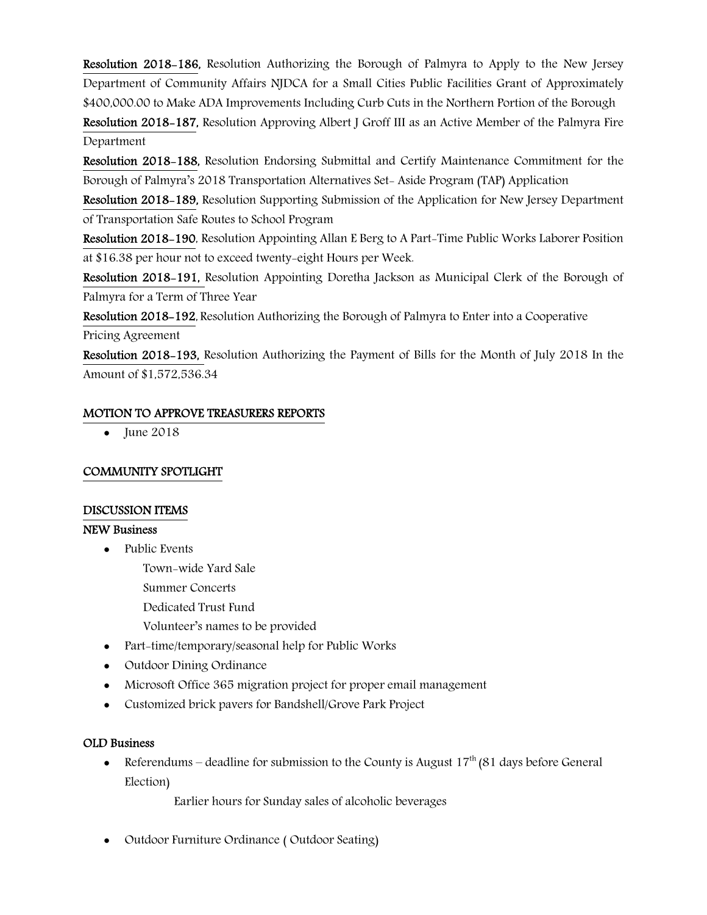**Resolution 2018-186,** Resolution Authorizing the Borough of Palmyra to Apply to the New Jersey Department of Community Affairs NJDCA for a Small Cities Public Facilities Grant of Approximately $400,000.00 to Make ADA Improvements Including Curb Cuts in the Northern Portion of the Borough

**Resolution 2018-187,** Resolution Approving Albert J Groff III as an Active Member of the Palmyra Fire Department

**Resolution 2018-188,** Resolution Endorsing Submittal and Certify Maintenance Commitment for the Borough of Palmyra's 2018 Transportation Alternatives Set- Aside Program (TAP) Application

**Resolution 2018-189,** Resolution Supporting Submission of the Application for New Jersey Department of Transportation Safe Routes to School Program

**Resolution 2018-190**, Resolution Appointing Allan E Berg to A Part-Time Public Works Laborer Position at $16.38 per hour not to exceed twenty-eight Hours per Week.

**Resolution 2018-191,** Resolution Appointing Doretha Jackson as Municipal Clerk of the Borough of Palmyra for a Term of Three Year

**Resolution 2018-192,** Resolution Authorizing the Borough of Palmyra to Enter into a Cooperative Pricing Agreement

**Resolution 2018-193,** Resolution Authorizing the Payment of Bills for the Month of July 2018 In the Amount of $1,572,536.34

**MOTION TO APPROVE TREASURERS REPORTS**

- June 2018

**COMMUNITY SPOTLIGHT**

**DISCUSSION ITEMS**

**NEW Business**

- Public Events
  - Town-wide Yard Sale
  - Summer Concerts
  - Dedicated Trust Fund
  - Volunteer's names to be provided
- Part-time/temporary/seasonal help for Public Works
- Outdoor Dining Ordinance
- Microsoft Office 365 migration project for proper email management
- Customized brick pavers for Bandshell/Grove Park Project

**OLD Business**

- Referendums – deadline for submission to the County is August 17th (81 days before General Election)
  - Earlier hours for Sunday sales of alcoholic beverages
- Outdoor Furniture Ordinance ( Outdoor Seating)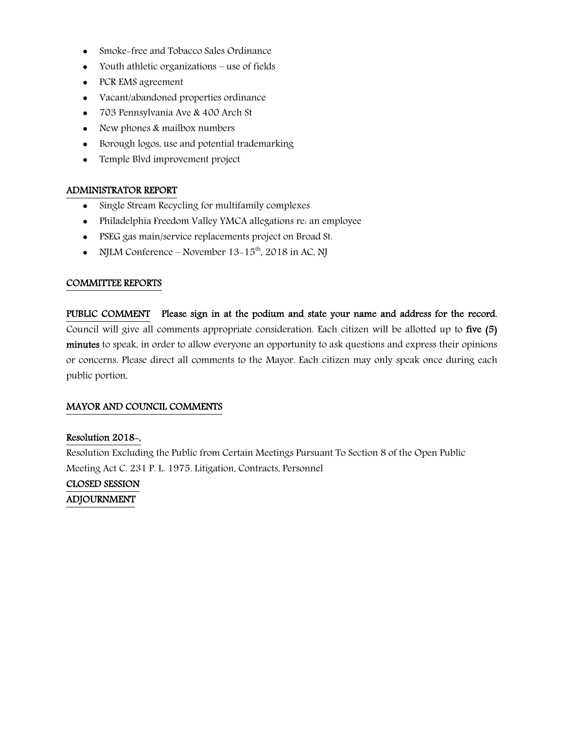- Smoke-free and Tobacco Sales Ordinance
- Youth athletic organizations – use of fields
- PCR EMS agreement
- Vacant/abandoned properties ordinance
- 703 Pennsylvania Ave & 400 Arch St
- New phones & mailbox numbers
- Borough logos, use and potential trademarking
- Temple Blvd improvement project

**ADMINISTRATOR REPORT**

- Single Stream Recycling for multifamily complexes
- Philadelphia Freedom Valley YMCA allegations re: an employee
- PSEG gas main/service replacements project on Broad St.
- NJLM Conference – November 13-15th, 2018 in AC, NJ

**COMMITTEE REPORTS**

**PUBLIC COMMENT Please sign in at the podium and state your name and address for the record.** Council will give all comments appropriate consideration. Each citizen will be allotted up to **five (5) minutes** to speak, in order to allow everyone an opportunity to ask questions and express their opinions or concerns. Please direct all comments to the Mayor. Each citizen may only speak once during each public portion.

**MAYOR AND COUNCIL COMMENTS**

**Resolution 2018-,**

Resolution Excluding the Public from Certain Meetings Pursuant To Section 8 of the Open Public Meeting Act C. 231 P. L. 1975. Litigation, Contracts, Personnel

**CLOSED SESSION**

**ADJOURNMENT**